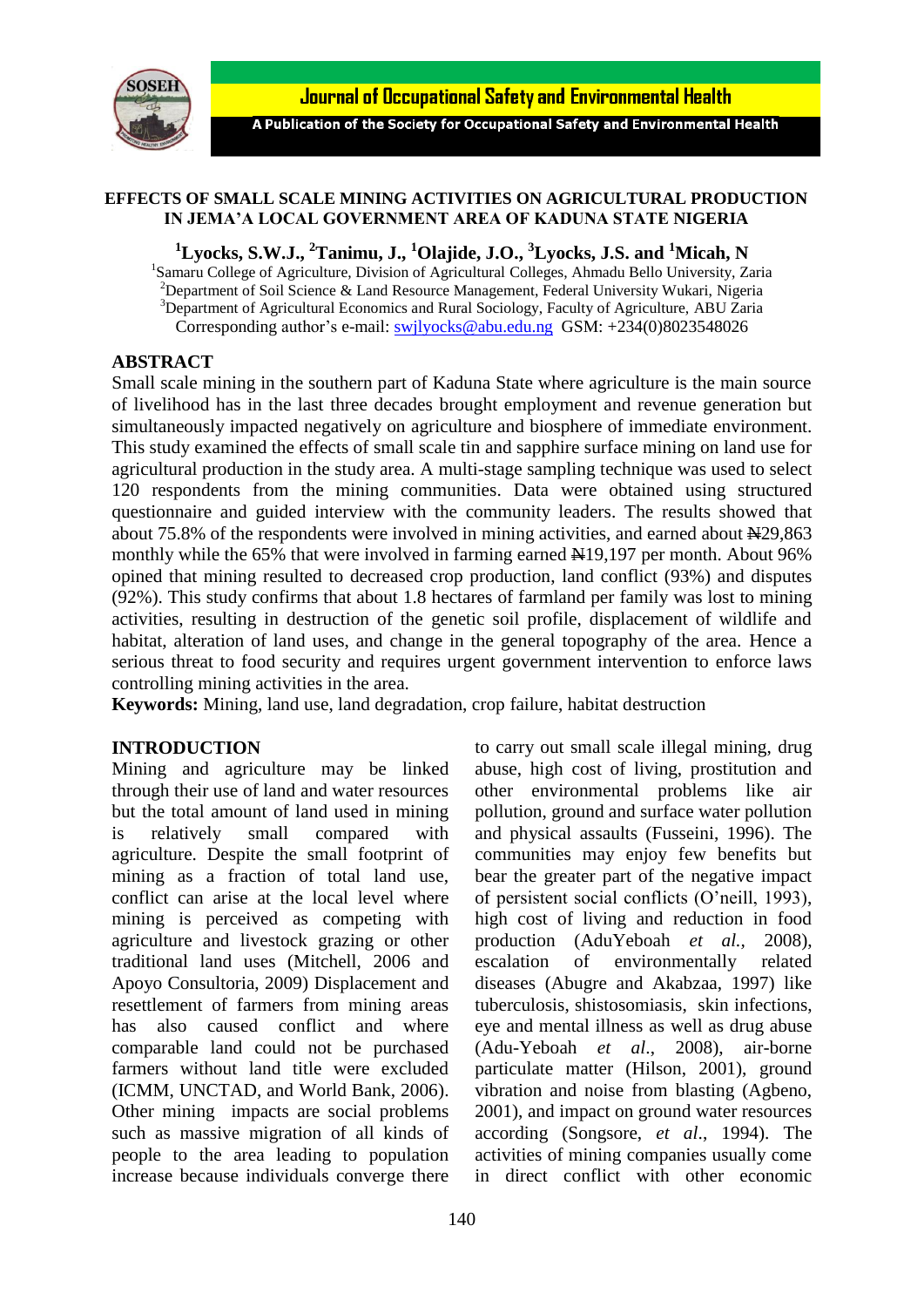# EFFECTS OF SMALL SCALE MINING ACTIVITIES ON AGRICULTURAL PRODUCTION IN JEMA'A LOCAL GOVERNMENT AREA OF KADUNA STATE NIGERIA

**[1]Lyocks, S.W.J., [2]Tanimu, J., [1]Olajide, J.O., [3]Lyocks, J.S. and [1]Micah, N**

[1]Samaru College of Agriculture, Division of Agricultural Colleges, Ahmadu Bello University, Zaria
[2]Department of Soil Science & Land Resource Management, Federal University Wukari, Nigeria
[3]Department of Agricultural Economics and Rural Sociology, Faculty of Agriculture, ABU Zaria
Corresponding author's e-mail: swjlyocks@abu.edu.ng GSM: +234(0)8023548026

## ABSTRACT

Small scale mining in the southern part of Kaduna State where agriculture is the main source of livelihood has in the last three decades brought employment and revenue generation but simultaneously impacted negatively on agriculture and biosphere of immediate environment. This study examined the effects of small scale tin and sapphire surface mining on land use for agricultural production in the study area. A multi-stage sampling technique was used to select 120 respondents from the mining communities. Data were obtained using structured questionnaire and guided interview with the community leaders. The results showed that about 75.8% of the respondents were involved in mining activities, and earned about ₦29,863 monthly while the 65% that were involved in farming earned ₦19,197 per month. About 96% opined that mining resulted to decreased crop production, land conflict (93%) and disputes (92%). This study confirms that about 1.8 hectares of farmland per family was lost to mining activities, resulting in destruction of the genetic soil profile, displacement of wildlife and habitat, alteration of land uses, and change in the general topography of the area. Hence a serious threat to food security and requires urgent government intervention to enforce laws controlling mining activities in the area.

**Keywords:** Mining, land use, land degradation, crop failure, habitat destruction

## INTRODUCTION

Mining and agriculture may be linked through their use of land and water resources but the total amount of land used in mining is relatively small compared with agriculture. Despite the small footprint of mining as a fraction of total land use, conflict can arise at the local level where mining is perceived as competing with agriculture and livestock grazing or other traditional land uses (Mitchell, 2006 and Apoyo Consultoria, 2009) Displacement and resettlement of farmers from mining areas has also caused conflict and where comparable land could not be purchased farmers without land title were excluded (ICMM, UNCTAD, and World Bank, 2006). Other mining impacts are social problems such as massive migration of all kinds of people to the area leading to population increase because individuals converge there to carry out small scale illegal mining, drug abuse, high cost of living, prostitution and other environmental problems like air pollution, ground and surface water pollution and physical assaults (Fusseini, 1996). The communities may enjoy few benefits but bear the greater part of the negative impact of persistent social conflicts (O'neill, 1993), high cost of living and reduction in food production (AduYeboah *et al.,* 2008), escalation of environmentally related diseases (Abugre and Akabzaa, 1997) like tuberculosis, shistosomiasis, skin infections, eye and mental illness as well as drug abuse (Adu-Yeboah *et al.*, 2008), air-borne particulate matter (Hilson, 2001), ground vibration and noise from blasting (Agbeno, 2001), and impact on ground water resources according (Songsore, *et al.*, 1994). The activities of mining companies usually come in direct conflict with other economic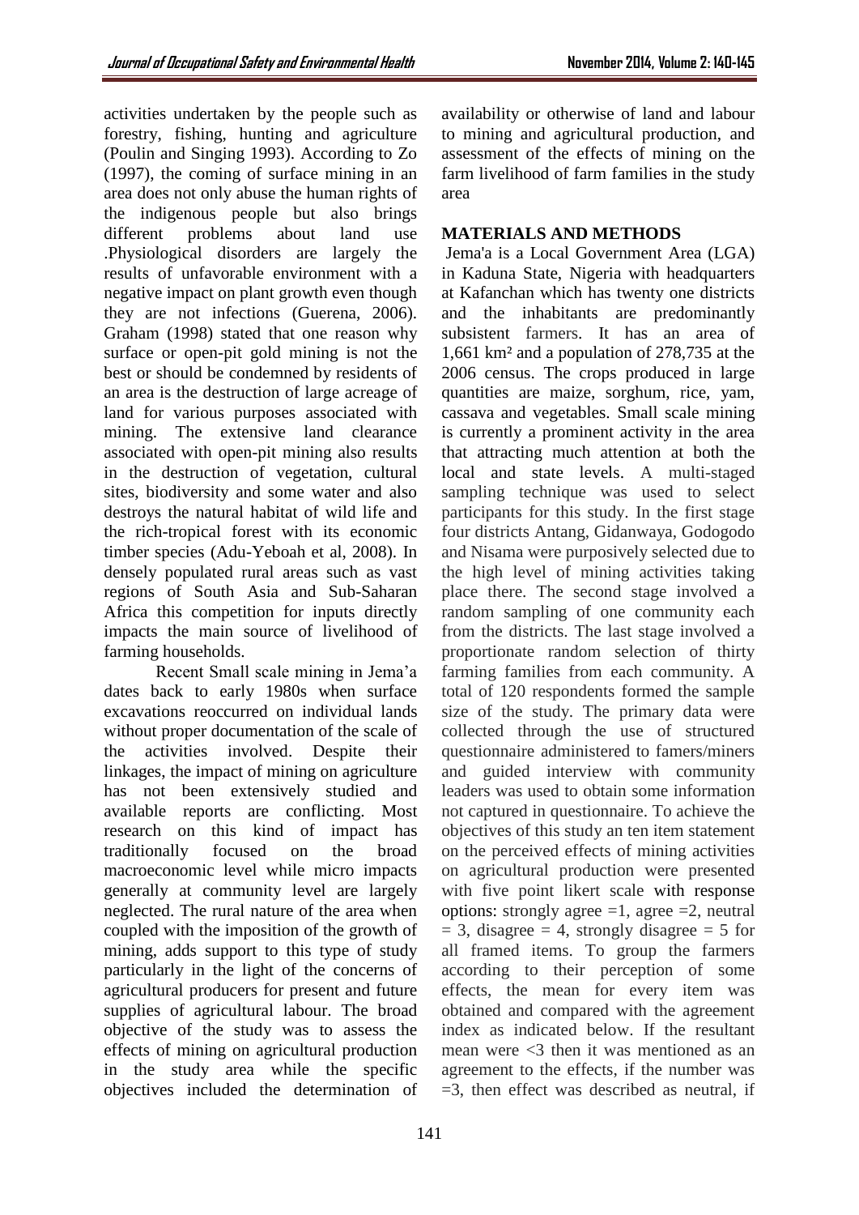activities undertaken by the people such as forestry, fishing, hunting and agriculture (Poulin and Singing 1993). According to Zo (1997), the coming of surface mining in an area does not only abuse the human rights of the indigenous people but also brings different problems about land use .Physiological disorders are largely the results of unfavorable environment with a negative impact on plant growth even though they are not infections (Guerena, 2006). Graham (1998) stated that one reason why surface or open-pit gold mining is not the best or should be condemned by residents of an area is the destruction of large acreage of land for various purposes associated with mining. The extensive land clearance associated with open-pit mining also results in the destruction of vegetation, cultural sites, biodiversity and some water and also destroys the natural habitat of wild life and the rich-tropical forest with its economic timber species (Adu-Yeboah et al, 2008). In densely populated rural areas such as vast regions of South Asia and Sub-Saharan Africa this competition for inputs directly impacts the main source of livelihood of farming households.

Recent Small scale mining in Jema'a dates back to early 1980s when surface excavations reoccurred on individual lands without proper documentation of the scale of the activities involved. Despite their linkages, the impact of mining on agriculture has not been extensively studied and available reports are conflicting. Most research on this kind of impact has traditionally focused on the broad macroeconomic level while micro impacts generally at community level are largely neglected. The rural nature of the area when coupled with the imposition of the growth of mining, adds support to this type of study particularly in the light of the concerns of agricultural producers for present and future supplies of agricultural labour. The broad objective of the study was to assess the effects of mining on agricultural production in the study area while the specific objectives included the determination of availability or otherwise of land and labour to mining and agricultural production, and assessment of the effects of mining on the farm livelihood of farm families in the study area

## MATERIALS AND METHODS

Jema'a is a Local Government Area (LGA) in Kaduna State, Nigeria with headquarters at Kafanchan which has twenty one districts and the inhabitants are predominantly subsistent farmers. It has an area of 1,661 km² and a population of 278,735 at the 2006 census. The crops produced in large quantities are maize, sorghum, rice, yam, cassava and vegetables. Small scale mining is currently a prominent activity in the area that attracting much attention at both the local and state levels. A multi-staged sampling technique was used to select participants for this study. In the first stage four districts Antang, Gidanwaya, Godogodo and Nisama were purposively selected due to the high level of mining activities taking place there. The second stage involved a random sampling of one community each from the districts. The last stage involved a proportionate random selection of thirty farming families from each community. A total of 120 respondents formed the sample size of the study. The primary data were collected through the use of structured questionnaire administered to famers/miners and guided interview with community leaders was used to obtain some information not captured in questionnaire. To achieve the objectives of this study an ten item statement on the perceived effects of mining activities on agricultural production were presented with five point likert scale with response options: strongly agree =1, agree =2, neutral = 3, disagree = 4, strongly disagree = 5 for all framed items. To group the farmers according to their perception of some effects, the mean for every item was obtained and compared with the agreement index as indicated below. If the resultant mean were <3 then it was mentioned as an agreement to the effects, if the number was =3, then effect was described as neutral, if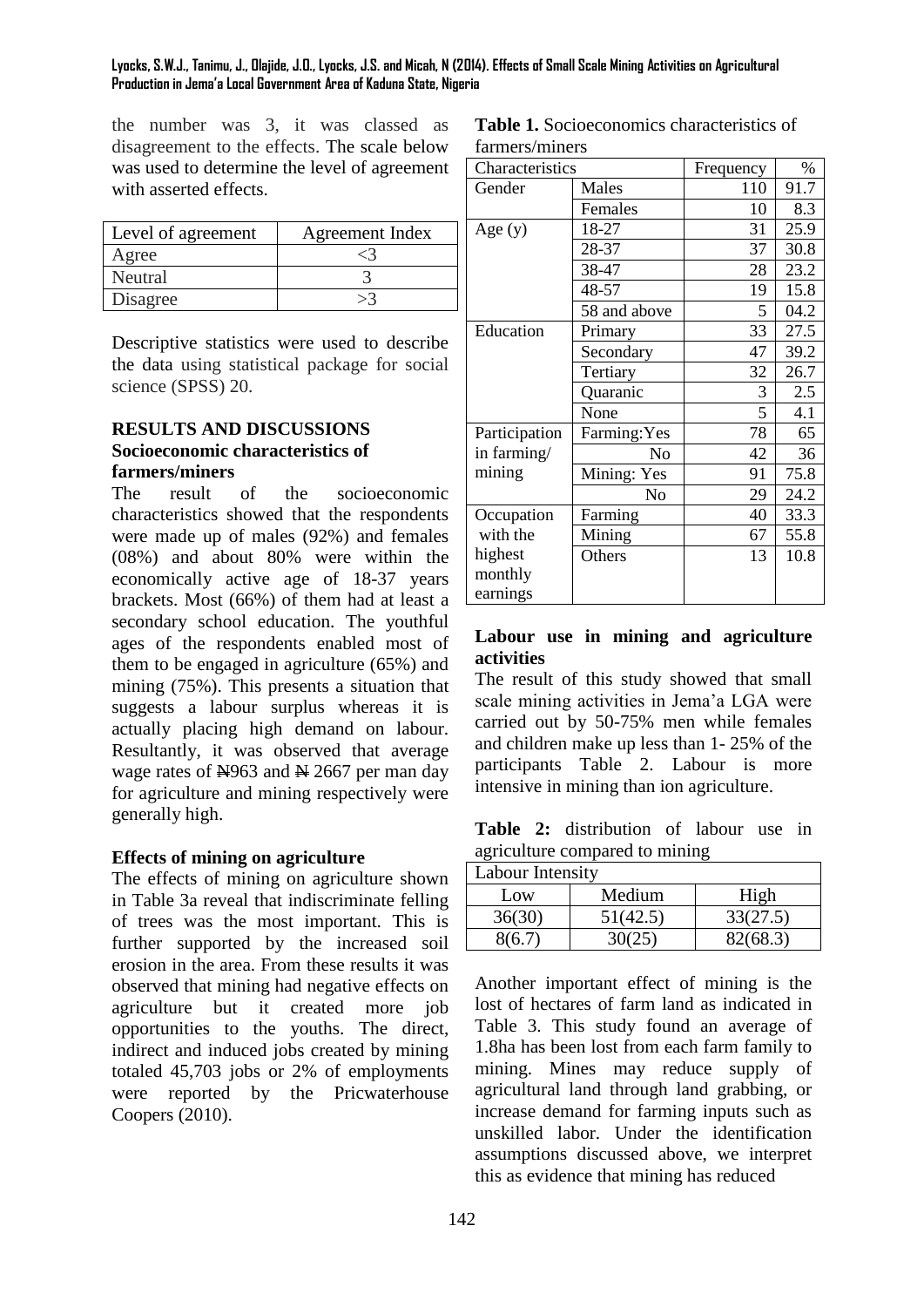the number was 3, it was classed as disagreement to the effects. The scale below was used to determine the level of agreement with asserted effects.

| Level of agreement | Agreement Index |
|---|---|
| Agree | <3 |
| Neutral | 3 |
| Disagree | >3 |

Descriptive statistics were used to describe the data using statistical package for social science (SPSS) 20.

## RESULTS AND DISCUSSIONS

### Socioeconomic characteristics of farmers/miners

The result of the socioeconomic characteristics showed that the respondents were made up of males (92%) and females (08%) and about 80% were within the economically active age of 18-37 years brackets. Most (66%) of them had at least a secondary school education. The youthful ages of the respondents enabled most of them to be engaged in agriculture (65%) and mining (75%). This presents a situation that suggests a labour surplus whereas it is actually placing high demand on labour. Resultantly, it was observed that average wage rates of ₦963 and ₦ 2667 per man day for agriculture and mining respectively were generally high.

### Effects of mining on agriculture

The effects of mining on agriculture shown in Table 3a reveal that indiscriminate felling of trees was the most important. This is further supported by the increased soil erosion in the area. From these results it was observed that mining had negative effects on agriculture but it created more job opportunities to the youths. The direct, indirect and induced jobs created by mining totaled 45,703 jobs or 2% of employments were reported by the Pricwaterhouse Coopers (2010).

**Table 1.** Socioeconomics characteristics of farmers/miners

| Characteristics | | Frequency | % |
|---|---|---|---|
| Gender | Males | 110 | 91.7 |
| | Females | 10 | 8.3 |
| Age (y) | 18-27 | 31 | 25.9 |
| | 28-37 | 37 | 30.8 |
| | 38-47 | 28 | 23.2 |
| | 48-57 | 19 | 15.8 |
| | 58 and above | 5 | 04.2 |
| Education | Primary | 33 | 27.5 |
| | Secondary | 47 | 39.2 |
| | Tertiary | 32 | 26.7 |
| | Quaranic | 3 | 2.5 |
| | None | 5 | 4.1 |
| Participation in farming/ mining | Farming:Yes | 78 | 65 |
| | No | 42 | 36 |
| | Mining: Yes | 91 | 75.8 |
| | No | 29 | 24.2 |
| Occupation with the highest monthly earnings | Farming | 40 | 33.3 |
| | Mining | 67 | 55.8 |
| | Others | 13 | 10.8 |

### Labour use in mining and agriculture activities

The result of this study showed that small scale mining activities in Jema'a LGA were carried out by 50-75% men while females and children make up less than 1- 25% of the participants Table 2. Labour is more intensive in mining than ion agriculture.

**Table 2:** distribution of labour use in agriculture compared to mining

| Labour Intensity | | |
|---|---|---|
| Low | Medium | High |
| 36(30) | 51(42.5) | 33(27.5) |
| 8(6.7) | 30(25) | 82(68.3) |

Another important effect of mining is the lost of hectares of farm land as indicated in Table 3. This study found an average of 1.8ha has been lost from each farm family to mining. Mines may reduce supply of agricultural land through land grabbing, or increase demand for farming inputs such as unskilled labor. Under the identification assumptions discussed above, we interpret this as evidence that mining has reduced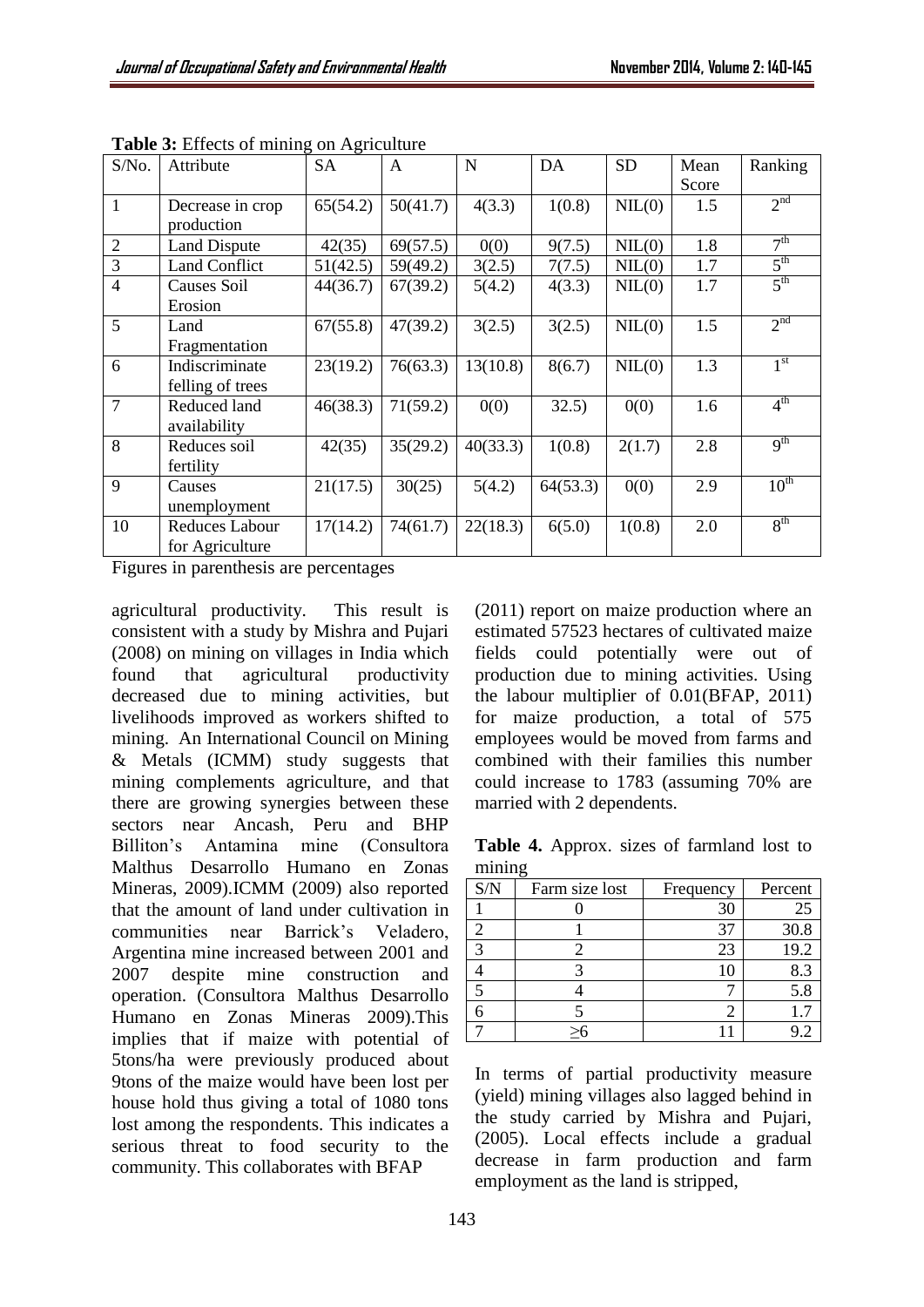**Table 3:** Effects of mining on Agriculture

| S/No. | Attribute | SA | A | N | DA | SD | Mean Score | Ranking |
|---|---|---|---|---|---|---|---|---|
| 1 | Decrease in crop production | 65(54.2) | 50(41.7) | 4(3.3) | 1(0.8) | NIL(0) | 1.5 | 2nd |
| 2 | Land Dispute | 42(35) | 69(57.5) | 0(0) | 9(7.5) | NIL(0) | 1.8 | 7th |
| 3 | Land Conflict | 51(42.5) | 59(49.2) | 3(2.5) | 7(7.5) | NIL(0) | 1.7 | 5th |
| 4 | Causes Soil Erosion | 44(36.7) | 67(39.2) | 5(4.2) | 4(3.3) | NIL(0) | 1.7 | 5th |
| 5 | Land Fragmentation | 67(55.8) | 47(39.2) | 3(2.5) | 3(2.5) | NIL(0) | 1.5 | 2nd |
| 6 | Indiscriminate felling of trees | 23(19.2) | 76(63.3) | 13(10.8) | 8(6.7) | NIL(0) | 1.3 | 1st |
| 7 | Reduced land availability | 46(38.3) | 71(59.2) | 0(0) | 32.5) | 0(0) | 1.6 | 4th |
| 8 | Reduces soil fertility | 42(35) | 35(29.2) | 40(33.3) | 1(0.8) | 2(1.7) | 2.8 | 9th |
| 9 | Causes unemployment | 21(17.5) | 30(25) | 5(4.2) | 64(53.3) | 0(0) | 2.9 | 10th |
| 10 | Reduces Labour for Agriculture | 17(14.2) | 74(61.7) | 22(18.3) | 6(5.0) | 1(0.8) | 2.0 | 8th |

Figures in parenthesis are percentages

agricultural productivity. This result is consistent with a study by Mishra and Pujari (2008) on mining on villages in India which found that agricultural productivity decreased due to mining activities, but livelihoods improved as workers shifted to mining. An International Council on Mining & Metals (ICMM) study suggests that mining complements agriculture, and that there are growing synergies between these sectors near Ancash, Peru and BHP Billiton's Antamina mine (Consultora Malthus Desarrollo Humano en Zonas Mineras, 2009).ICMM (2009) also reported that the amount of land under cultivation in communities near Barrick's Veladero, Argentina mine increased between 2001 and 2007 despite mine construction and operation. (Consultora Malthus Desarrollo Humano en Zonas Mineras 2009).This implies that if maize with potential of 5tons/ha were previously produced about 9tons of the maize would have been lost per house hold thus giving a total of 1080 tons lost among the respondents. This indicates a serious threat to food security to the community. This collaborates with BFAP (2011) report on maize production where an estimated 57523 hectares of cultivated maize fields could potentially were out of production due to mining activities. Using the labour multiplier of 0.01(BFAP, 2011) for maize production, a total of 575 employees would be moved from farms and combined with their families this number could increase to 1783 (assuming 70% are married with 2 dependents.

**Table 4.** Approx. sizes of farmland lost to mining

| S/N | Farm size lost | Frequency | Percent |
|---|---|---|---|
| 1 | 0 | 30 | 25 |
| 2 | 1 | 37 | 30.8 |
| 3 | 2 | 23 | 19.2 |
| 4 | 3 | 10 | 8.3 |
| 5 | 4 | 7 | 5.8 |
| 6 | 5 | 2 | 1.7 |
| 7 | ≥6 | 11 | 9.2 |

In terms of partial productivity measure (yield) mining villages also lagged behind in the study carried by Mishra and Pujari, (2005). Local effects include a gradual decrease in farm production and farm employment as the land is stripped,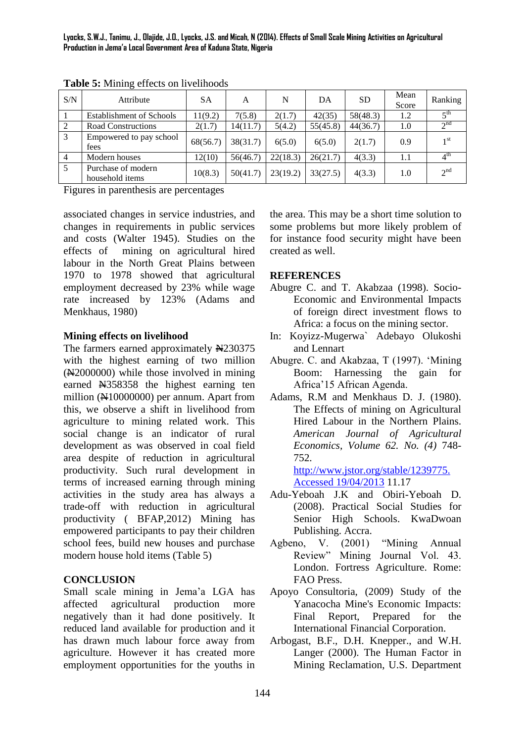**Table 5:** Mining effects on livelihoods

| S/N | Attribute | SA | A | N | DA | SD | Mean Score | Ranking |
|---|---|---|---|---|---|---|---|---|
| 1 | Establishment of Schools | 11(9.2) | 7(5.8) | 2(1.7) | 42(35) | 58(48.3) | 1.2 | 5th |
| 2 | Road Constructions | 2(1.7) | 14(11.7) | 5(4.2) | 55(45.8) | 44(36.7) | 1.0 | 2nd |
| 3 | Empowered to pay school fees | 68(56.7) | 38(31.7) | 6(5.0) | 6(5.0) | 2(1.7) | 0.9 | 1st |
| 4 | Modern houses | 12(10) | 56(46.7) | 22(18.3) | 26(21.7) | 4(3.3) | 1.1 | 4th |
| 5 | Purchase of modern household items | 10(8.3) | 50(41.7) | 23(19.2) | 33(27.5) | 4(3.3) | 1.0 | 2nd |

Figures in parenthesis are percentages

associated changes in service industries, and changes in requirements in public services and costs (Walter 1945). Studies on the effects of mining on agricultural hired labour in the North Great Plains between 1970 to 1978 showed that agricultural employment decreased by 23% while wage rate increased by 123% (Adams and Menkhaus, 1980)

**Mining effects on livelihood**

The farmers earned approximately ₦230375 with the highest earning of two million (₦2000000) while those involved in mining earned ₦358358 the highest earning ten million (₦10000000) per annum. Apart from this, we observe a shift in livelihood from agriculture to mining related work. This social change is an indicator of rural development as was observed in coal field area despite of reduction in agricultural productivity. Such rural development in terms of increased earning through mining activities in the study area has always a trade-off with reduction in agricultural productivity ( BFAP,2012) Mining has empowered participants to pay their children school fees, build new houses and purchase modern house hold items (Table 5)

**CONCLUSION**

Small scale mining in Jema'a LGA has affected agricultural production more negatively than it had done positively. It reduced land available for production and it has drawn much labour force away from agriculture. However it has created more employment opportunities for the youths in the area. This may be a short time solution to some problems but more likely problem of for instance food security might have been created as well.

**REFERENCES**

Abugre C. and T. Akabzaa (1998). Socio-Economic and Environmental Impacts of foreign direct investment flows to Africa: a focus on the mining sector.

In: Koyizz-Mugerwa` Adebayo Olukoshi and Lennart

Abugre. C. and Akabzaa, T (1997). 'Mining Boom: Harnessing the gain for Africa'15 African Agenda.

Adams, R.M and Menkhaus D. J. (1980). The Effects of mining on Agricultural Hired Labour in the Northern Plains. *American Journal of Agricultural Economics, Volume 62. No. (4)* 748-752. http://www.jstor.org/stable/1239775. Accessed 19/04/2013 11.17

Adu-Yeboah J.K and Obiri-Yeboah D. (2008). Practical Social Studies for Senior High Schools. KwaDwoan Publishing. Accra.

Agbeno, V. (2001) "Mining Annual Review" Mining Journal Vol. 43. London. Fortress Agriculture. Rome: FAO Press.

Apoyo Consultoria, (2009) Study of the Yanacocha Mine's Economic Impacts: Final Report, Prepared for the International Financial Corporation.

Arbogast, B.F., D.H. Knepper., and W.H. Langer (2000). The Human Factor in Mining Reclamation, U.S. Department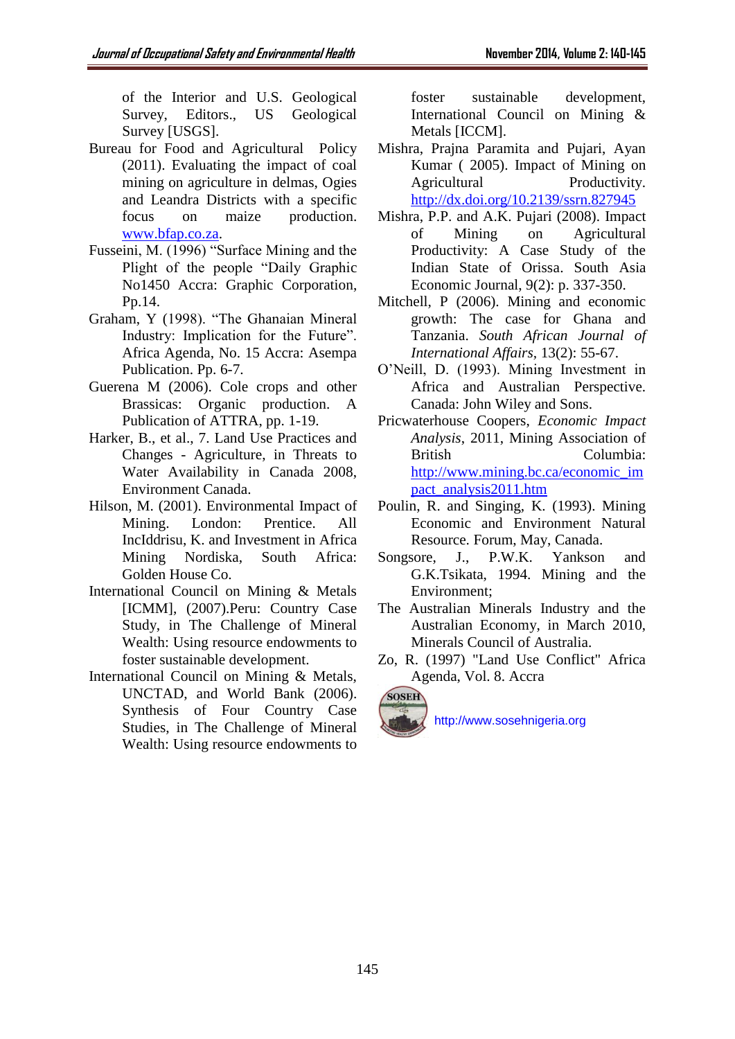of the Interior and U.S. Geological Survey, Editors., US Geological Survey [USGS].

Bureau for Food and Agricultural Policy (2011). Evaluating the impact of coal mining on agriculture in delmas, Ogies and Leandra Districts with a specific focus on maize production. www.bfap.co.za.

Fusseini, M. (1996) "Surface Mining and the Plight of the people "Daily Graphic No1450 Accra: Graphic Corporation, Pp.14.

Graham, Y (1998). "The Ghanaian Mineral Industry: Implication for the Future". Africa Agenda, No. 15 Accra: Asempa Publication. Pp. 6-7.

Guerena M (2006). Cole crops and other Brassicas: Organic production. A Publication of ATTRA, pp. 1-19.

Harker, B., et al., 7. Land Use Practices and Changes - Agriculture, in Threats to Water Availability in Canada 2008, Environment Canada.

Hilson, M. (2001). Environmental Impact of Mining. London: Prentice. All IncIddrisu, K. and Investment in Africa Mining Nordiska, South Africa: Golden House Co.

International Council on Mining & Metals [ICMM], (2007).Peru: Country Case Study, in The Challenge of Mineral Wealth: Using resource endowments to foster sustainable development.

International Council on Mining & Metals, UNCTAD, and World Bank (2006). Synthesis of Four Country Case Studies, in The Challenge of Mineral Wealth: Using resource endowments to foster sustainable development, International Council on Mining & Metals [ICCM].

Mishra, Prajna Paramita and Pujari, Ayan Kumar ( 2005). Impact of Mining on Agricultural Productivity. http://dx.doi.org/10.2139/ssrn.827945

Mishra, P.P. and A.K. Pujari (2008). Impact of Mining on Agricultural Productivity: A Case Study of the Indian State of Orissa. South Asia Economic Journal, 9(2): p. 337-350.

Mitchell, P (2006). Mining and economic growth: The case for Ghana and Tanzania. *South African Journal of International Affairs*, 13(2): 55-67.

O'Neill, D. (1993). Mining Investment in Africa and Australian Perspective. Canada: John Wiley and Sons.

Pricwaterhouse Coopers, *Economic Impact Analysis*, 2011, Mining Association of British Columbia: http://www.mining.bc.ca/economic_impact_analysis2011.htm

Poulin, R. and Singing, K. (1993). Mining Economic and Environment Natural Resource. Forum, May, Canada.

Songsore, J., P.W.K. Yankson and G.K.Tsikata, 1994. Mining and the Environment;

The Australian Minerals Industry and the Australian Economy, in March 2010, Minerals Council of Australia.

Zo, R. (1997) "Land Use Conflict" Africa Agenda, Vol. 8. Accra

SOSEH http://www.sosehnigeria.org